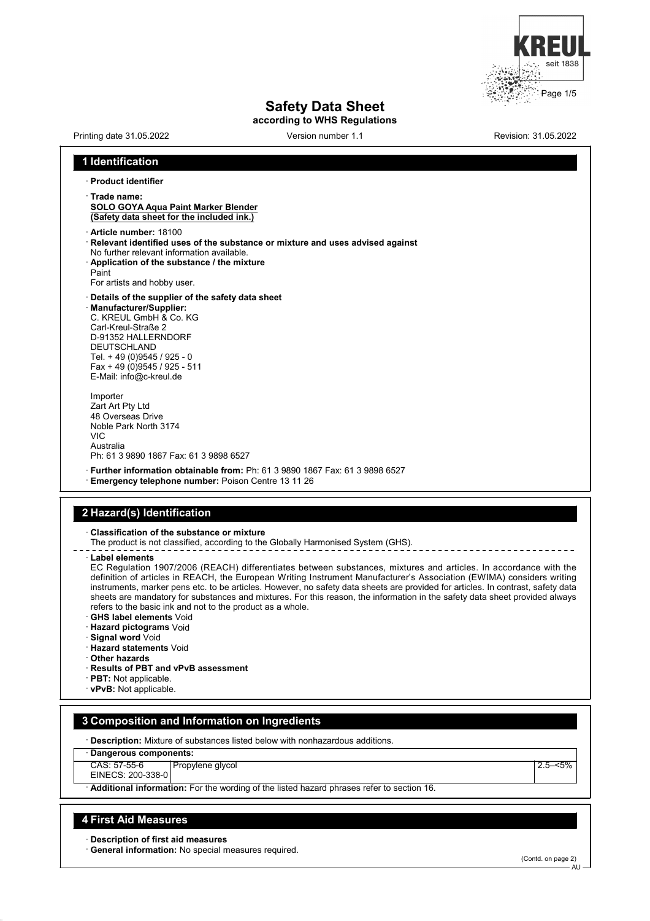# Safety Data Sheet

**according to WHS Regulations**

Printing date 31.05.2022 Version number 1.1 Revision: 31.05.2022

## 1 Identification

· **Product identifier**

· **Trade name:**
**SOLO GOYA Aqua Paint Marker Blender**
**(Safety data sheet for the included ink.)**

· **Article number:** 18100
· **Relevant identified uses of the substance or mixture and uses advised against**
No further relevant information available.
· **Application of the substance / the mixture**
Paint
For artists and hobby user.

· **Details of the supplier of the safety data sheet**
· **Manufacturer/Supplier:**
C. KREUL GmbH & Co. KG
Carl-Kreul-Straße 2
D-91352 HALLERNDORF
DEUTSCHLAND
Tel. + 49 (0)9545 / 925 - 0
Fax + 49 (0)9545 / 925 - 511
E-Mail: info@c-kreul.de

Importer
Zart Art Pty Ltd
48 Overseas Drive
Noble Park North 3174
VIC
Australia
Ph: 61 3 9890 1867 Fax: 61 3 9898 6527

· **Further information obtainable from:** Ph: 61 3 9890 1867 Fax: 61 3 9898 6527
· **Emergency telephone number:** Poison Centre 13 11 26

## 2 Hazard(s) Identification

· **Classification of the substance or mixture**
The product is not classified, according to the Globally Harmonised System (GHS).

· **Label elements**
EC Regulation 1907/2006 (REACH) differentiates between substances, mixtures and articles. In accordance with the definition of articles in REACH, the European Writing Instrument Manufacturer's Association (EWIMA) considers writing instruments, marker pens etc. to be articles. However, no safety data sheets are provided for articles. In contrast, safety data sheets are mandatory for substances and mixtures. For this reason, the information in the safety data sheet provided always refers to the basic ink and not to the product as a whole.
· **GHS label elements** Void
· **Hazard pictograms** Void
· **Signal word** Void
· **Hazard statements** Void
· **Other hazards**
· **Results of PBT and vPvB assessment**
· **PBT:** Not applicable.
· **vPvB:** Not applicable.

## 3 Composition and Information on Ingredients

· **Description:** Mixture of substances listed below with nonhazardous additions.

| · **Dangerous components:** | | |
|---|---|---|
| CAS: 57-55-6<br>EINECS: 200-338-0 | Propylene glycol | 2.5–<5% |

· **Additional information:** For the wording of the listed hazard phrases refer to section 16.

## 4 First Aid Measures

· **Description of first aid measures**
· **General information:** No special measures required.

(Contd. on page 2)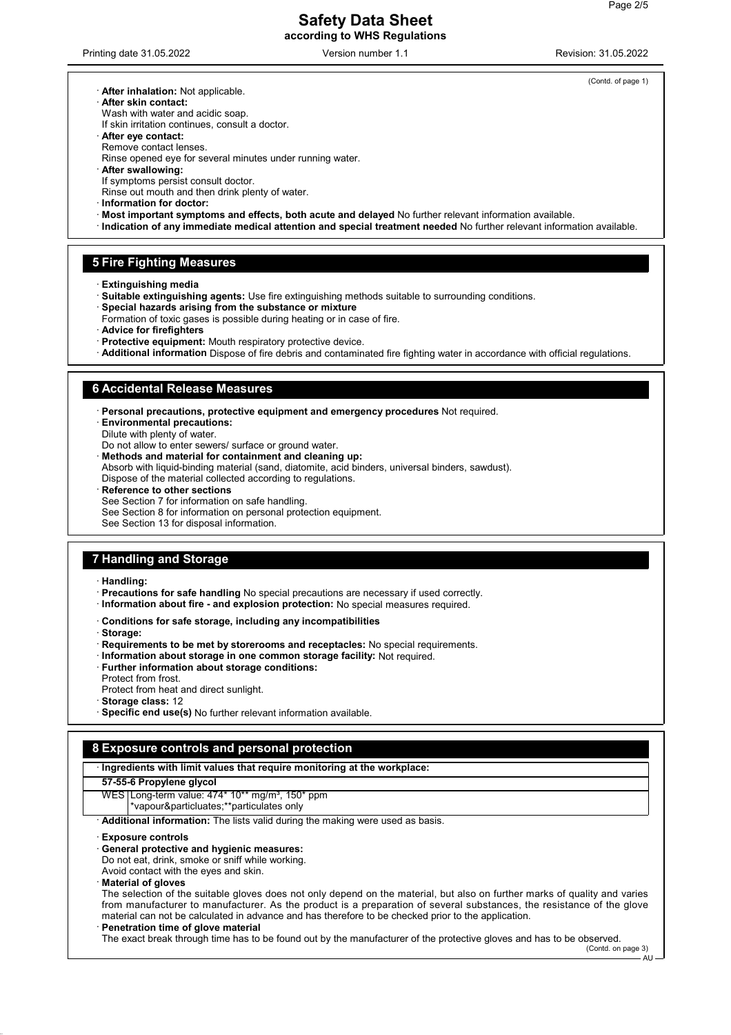(Contd. of page 1)

· **After inhalation:** Not applicable.
· **After skin contact:**
Wash with water and acidic soap.
If skin irritation continues, consult a doctor.
· **After eye contact:**
Remove contact lenses.
Rinse opened eye for several minutes under running water.
· **After swallowing:**
If symptoms persist consult doctor.
Rinse out mouth and then drink plenty of water.
· **Information for doctor:**
· **Most important symptoms and effects, both acute and delayed** No further relevant information available.
· **Indication of any immediate medical attention and special treatment needed** No further relevant information available.

## 5 Fire Fighting Measures

· **Extinguishing media**
· **Suitable extinguishing agents:** Use fire extinguishing methods suitable to surrounding conditions.
· **Special hazards arising from the substance or mixture**
Formation of toxic gases is possible during heating or in case of fire.
· **Advice for firefighters**
· **Protective equipment:** Mouth respiratory protective device.
· **Additional information** Dispose of fire debris and contaminated fire fighting water in accordance with official regulations.

## 6 Accidental Release Measures

· **Personal precautions, protective equipment and emergency procedures** Not required.
· **Environmental precautions:**
Dilute with plenty of water.
Do not allow to enter sewers/ surface or ground water.
· **Methods and material for containment and cleaning up:**
Absorb with liquid-binding material (sand, diatomite, acid binders, universal binders, sawdust).
Dispose of the material collected according to regulations.
· **Reference to other sections**
See Section 7 for information on safe handling.
See Section 8 for information on personal protection equipment.
See Section 13 for disposal information.

## 7 Handling and Storage

· **Handling:**
· **Precautions for safe handling** No special precautions are necessary if used correctly.
· **Information about fire - and explosion protection:** No special measures required.

· **Conditions for safe storage, including any incompatibilities**
· **Storage:**
· **Requirements to be met by storerooms and receptacles:** No special requirements.
· **Information about storage in one common storage facility:** Not required.
· **Further information about storage conditions:**
Protect from frost.
Protect from heat and direct sunlight.
· **Storage class:** 12
· **Specific end use(s)** No further relevant information available.

## 8 Exposure controls and personal protection

· **Ingredients with limit values that require monitoring at the workplace:**

| **57-55-6 Propylene glycol** | |
|---|---|
| WES | Long-term value: 474* 10** mg/m³, 150* ppm<br>*vapour&particluates;**particulates only |

· **Additional information:** The lists valid during the making were used as basis.

· **Exposure controls**
· **General protective and hygienic measures:**
Do not eat, drink, smoke or sniff while working.
Avoid contact with the eyes and skin.
· **Material of gloves**
The selection of the suitable gloves does not only depend on the material, but also on further marks of quality and varies from manufacturer to manufacturer. As the product is a preparation of several substances, the resistance of the glove material can not be calculated in advance and has therefore to be checked prior to the application.
· **Penetration time of glove material**
The exact break through time has to be found out by the manufacturer of the protective gloves and has to be observed.

(Contd. on page 3)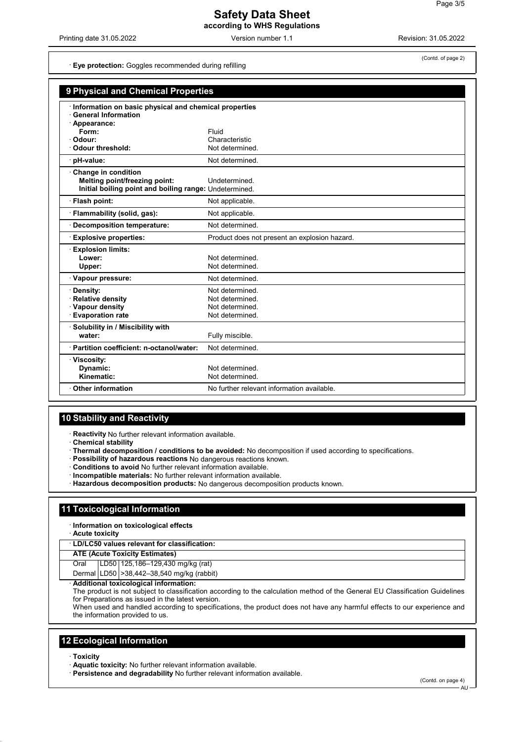(Contd. of page 2)

· **Eye protection:** Goggles recommended during refilling

## 9 Physical and Chemical Properties

· **Information on basic physical and chemical properties**
· **General Information**

| Property | Value |
|---|---|
| · **Appearance:** | |
| **Form:** | Fluid |
| · **Odour:** | Characteristic |
| · **Odour threshold:** | Not determined. |
| · **pH-value:** | Not determined. |
| · **Change in condition** | |
| **Melting point/freezing point:** | Undetermined. |
| **Initial boiling point and boiling range:** | Undetermined. |
| · **Flash point:** | Not applicable. |
| · **Flammability (solid, gas):** | Not applicable. |
| · **Decomposition temperature:** | Not determined. |
| · **Explosive properties:** | Product does not present an explosion hazard. |
| · **Explosion limits:** | |
| **Lower:** | Not determined. |
| **Upper:** | Not determined. |
| · **Vapour pressure:** | Not determined. |
| · **Density:** | Not determined. |
| · **Relative density** | Not determined. |
| · **Vapour density** | Not determined. |
| · **Evaporation rate** | Not determined. |
| · **Solubility in / Miscibility with** | |
| **water:** | Fully miscible. |
| · **Partition coefficient: n-octanol/water:** | Not determined. |
| · **Viscosity:** | |
| **Dynamic:** | Not determined. |
| **Kinematic:** | Not determined. |
| · **Other information** | No further relevant information available. |

## 10 Stability and Reactivity

· **Reactivity** No further relevant information available.
· **Chemical stability**
· **Thermal decomposition / conditions to be avoided:** No decomposition if used according to specifications.
· **Possibility of hazardous reactions** No dangerous reactions known.
· **Conditions to avoid** No further relevant information available.
· **Incompatible materials:** No further relevant information available.
· **Hazardous decomposition products:** No dangerous decomposition products known.

## 11 Toxicological Information

· **Information on toxicological effects**
· **Acute toxicity**

| · **LD/LC50 values relevant for classification:** | | |
|---|---|---|
| **ATE (Acute Toxicity Estimates)** | | |
| Oral | LD50 | 125,186–129,430 mg/kg (rat) |
| Dermal | LD50 | >38,442–38,540 mg/kg (rabbit) |

· **Additional toxicological information:**
The product is not subject to classification according to the calculation method of the General EU Classification Guidelines for Preparations as issued in the latest version.
When used and handled according to specifications, the product does not have any harmful effects to our experience and the information provided to us.

## 12 Ecological Information

· **Toxicity**
· **Aquatic toxicity:** No further relevant information available.
· **Persistence and degradability** No further relevant information available.

(Contd. on page 4)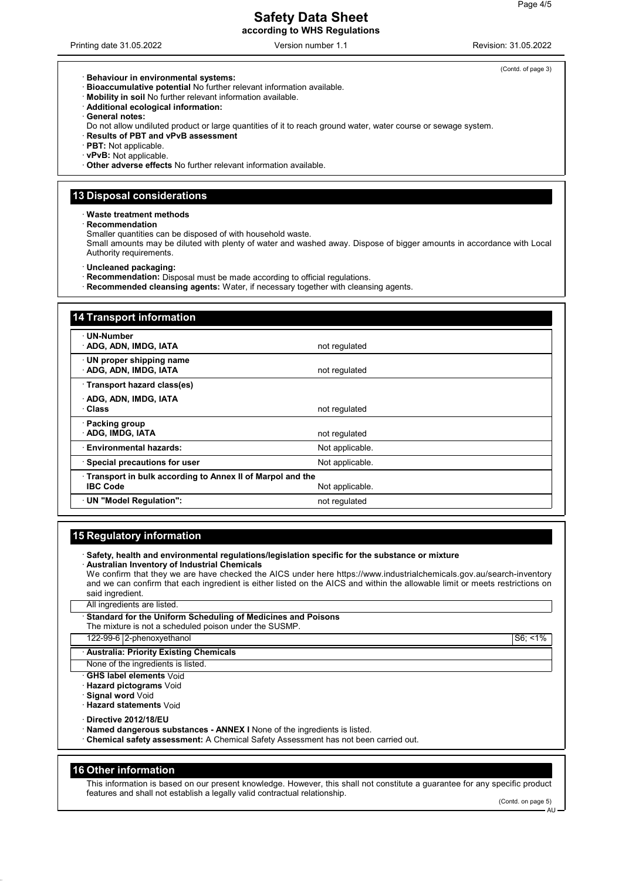(Contd. of page 3)

· **Behaviour in environmental systems:**
· **Bioaccumulative potential** No further relevant information available.
· **Mobility in soil** No further relevant information available.
· **Additional ecological information:**
· **General notes:**
Do not allow undiluted product or large quantities of it to reach ground water, water course or sewage system.
· **Results of PBT and vPvB assessment**
· **PBT:** Not applicable.
· **vPvB:** Not applicable.
· **Other adverse effects** No further relevant information available.

## 13 Disposal considerations

· **Waste treatment methods**
· **Recommendation**
Smaller quantities can be disposed of with household waste.
Small amounts may be diluted with plenty of water and washed away. Dispose of bigger amounts in accordance with Local Authority requirements.

· **Uncleaned packaging:**
· **Recommendation:** Disposal must be made according to official regulations.
· **Recommended cleansing agents:** Water, if necessary together with cleansing agents.

## 14 Transport information

| | |
|---|---|
| · **UN-Number**<br>· **ADG, ADN, IMDG, IATA** | not regulated |
| · **UN proper shipping name**<br>· **ADG, ADN, IMDG, IATA** | not regulated |
| · **Transport hazard class(es)**<br>· **ADG, ADN, IMDG, IATA**<br>· **Class** | not regulated |
| · **Packing group**<br>· **ADG, IMDG, IATA** | not regulated |
| · **Environmental hazards:** | Not applicable. |
| · **Special precautions for user** | Not applicable. |
| · **Transport in bulk according to Annex II of Marpol and the IBC Code** | Not applicable. |
| · **UN "Model Regulation":** | not regulated |

## 15 Regulatory information

· **Safety, health and environmental regulations/legislation specific for the substance or mixture**
· **Australian Inventory of Industrial Chemicals**
We confirm that they we are have checked the AICS under here https://www.industrialchemicals.gov.au/search-inventory and we can confirm that each ingredient is either listed on the AICS and within the allowable limit or meets restrictions on said ingredient.

All ingredients are listed.

· **Standard for the Uniform Scheduling of Medicines and Poisons**
The mixture is not a scheduled poison under the SUSMP.

| | | |
|---|---|---|
| 122-99-6 | 2-phenoxyethanol | S6; <1% |

· **Australia: Priority Existing Chemicals**

None of the ingredients is listed.

· **GHS label elements** Void
· **Hazard pictograms** Void
· **Signal word** Void
· **Hazard statements** Void

· **Directive 2012/18/EU**
· **Named dangerous substances - ANNEX I** None of the ingredients is listed.
· **Chemical safety assessment:** A Chemical Safety Assessment has not been carried out.

## 16 Other information

This information is based on our present knowledge. However, this shall not constitute a guarantee for any specific product features and shall not establish a legally valid contractual relationship.

(Contd. on page 5)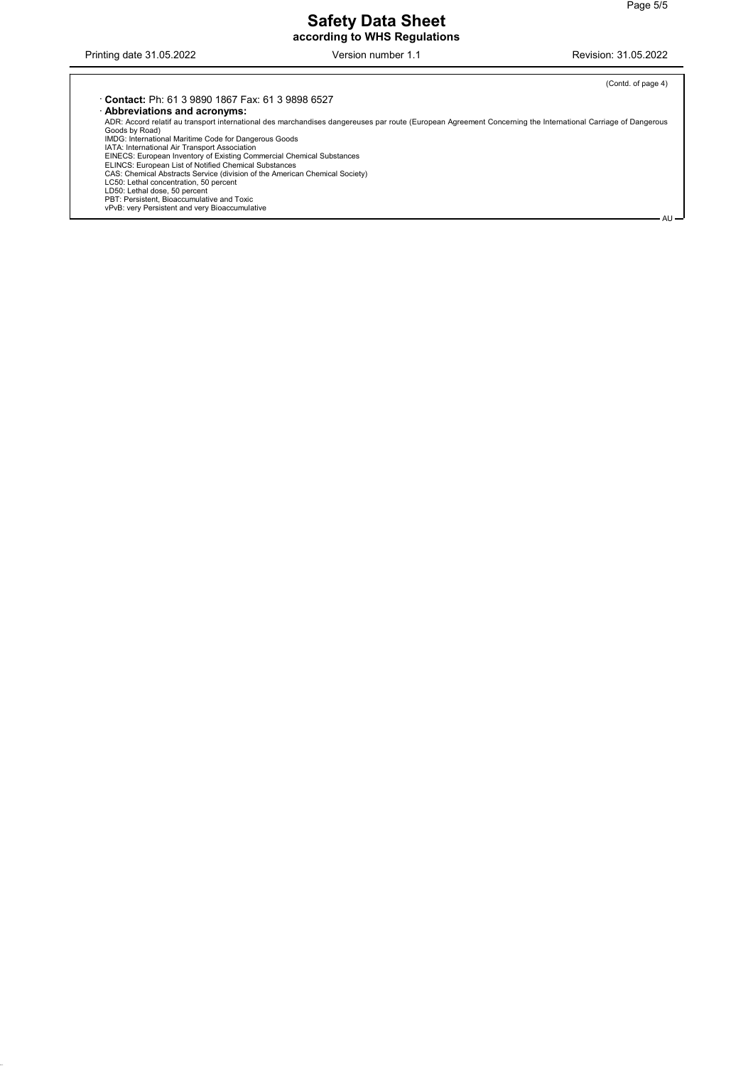(Contd. of page 4)

· **Contact:** Ph: 61 3 9890 1867 Fax: 61 3 9898 6527

· **Abbreviations and acronyms:**

ADR: Accord relatif au transport international des marchandises dangereuses par route (European Agreement Concerning the International Carriage of Dangerous Goods by Road)
IMDG: International Maritime Code for Dangerous Goods
IATA: International Air Transport Association
EINECS: European Inventory of Existing Commercial Chemical Substances
ELINCS: European List of Notified Chemical Substances
CAS: Chemical Abstracts Service (division of the American Chemical Society)
LC50: Lethal concentration, 50 percent
LD50: Lethal dose, 50 percent
PBT: Persistent, Bioaccumulative and Toxic
vPvB: very Persistent and very Bioaccumulative

AU